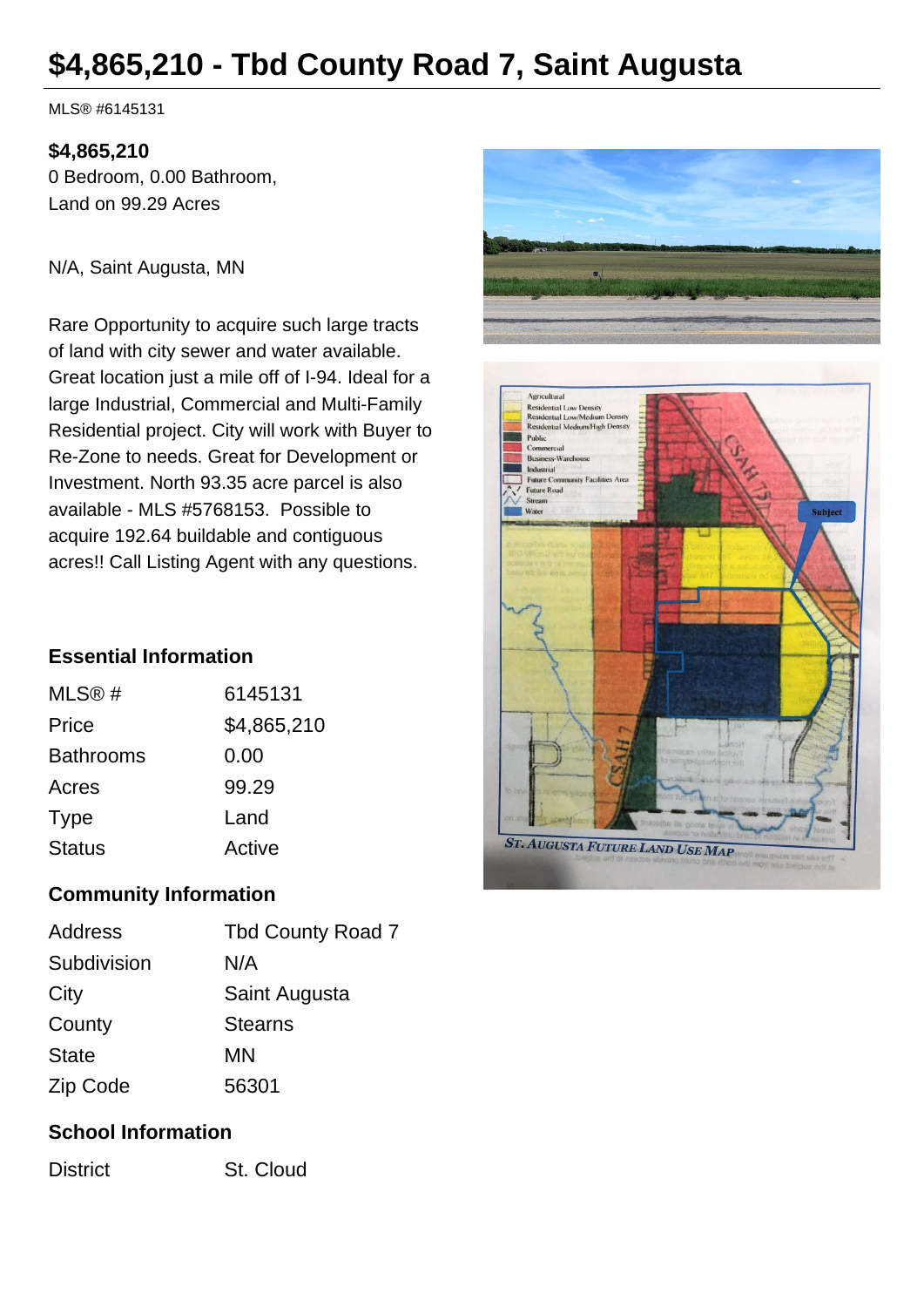# $4,865,210 - Tbd County Road 7, Saint Augusta

MLS® #6145131

**$4,865,210**
0 Bedroom, 0.00 Bathroom,
Land on 99.29 Acres

N/A, Saint Augusta, MN

Rare Opportunity to acquire such large tracts of land with city sewer and water available. Great location just a mile off of I-94. Ideal for a large Industrial, Commercial and Multi-Family Residential project. City will work with Buyer to Re-Zone to needs. Great for Development or Investment. North 93.35 acre parcel is also available - MLS #5768153. Possible to acquire 192.64 buildable and contiguous acres!! Call Listing Agent with any questions.

## Essential Information

| | |
|---|---|
| MLS® # | 6145131 |
| Price | $4,865,210 |
| Bathrooms | 0.00 |
| Acres | 99.29 |
| Type | Land |
| Status | Active |

## Community Information

| | |
|---|---|
| Address | Tbd County Road 7 |
| Subdivision | N/A |
| City | Saint Augusta |
| County | Stearns |
| State | MN |
| Zip Code | 56301 |

## School Information

| | |
|---|---|
| District | St. Cloud |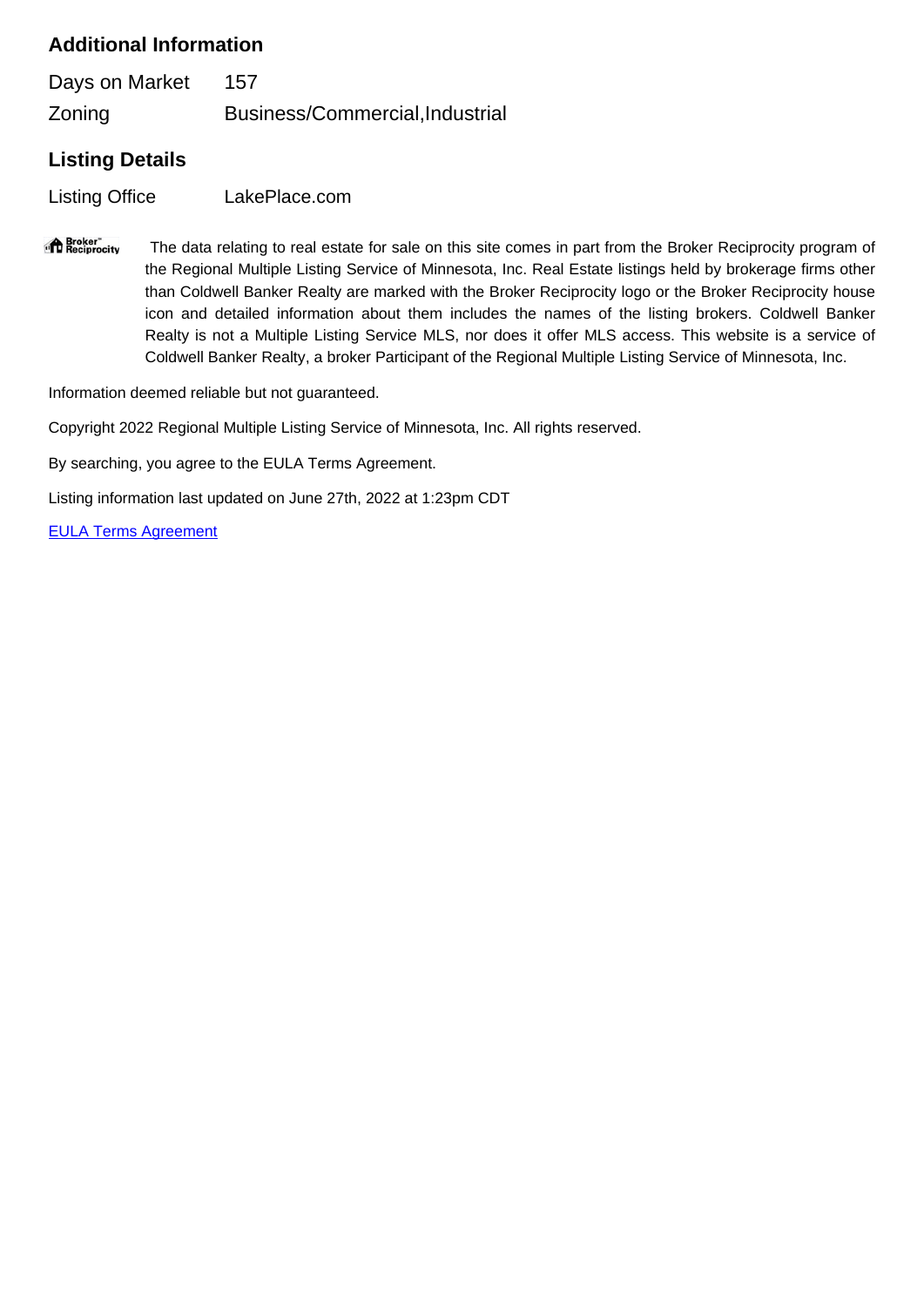## Additional Information

| | |
|---|---|
| Days on Market | 157 |
| Zoning | Business/Commercial,Industrial |

## Listing Details

| | |
|---|---|
| Listing Office | LakePlace.com |

The data relating to real estate for sale on this site comes in part from the Broker Reciprocity program of the Regional Multiple Listing Service of Minnesota, Inc. Real Estate listings held by brokerage firms other than Coldwell Banker Realty are marked with the Broker Reciprocity logo or the Broker Reciprocity house icon and detailed information about them includes the names of the listing brokers. Coldwell Banker Realty is not a Multiple Listing Service MLS, nor does it offer MLS access. This website is a service of Coldwell Banker Realty, a broker Participant of the Regional Multiple Listing Service of Minnesota, Inc.

Information deemed reliable but not guaranteed.

Copyright 2022 Regional Multiple Listing Service of Minnesota, Inc. All rights reserved.

By searching, you agree to the EULA Terms Agreement.

Listing information last updated on June 27th, 2022 at 1:23pm CDT

EULA Terms Agreement